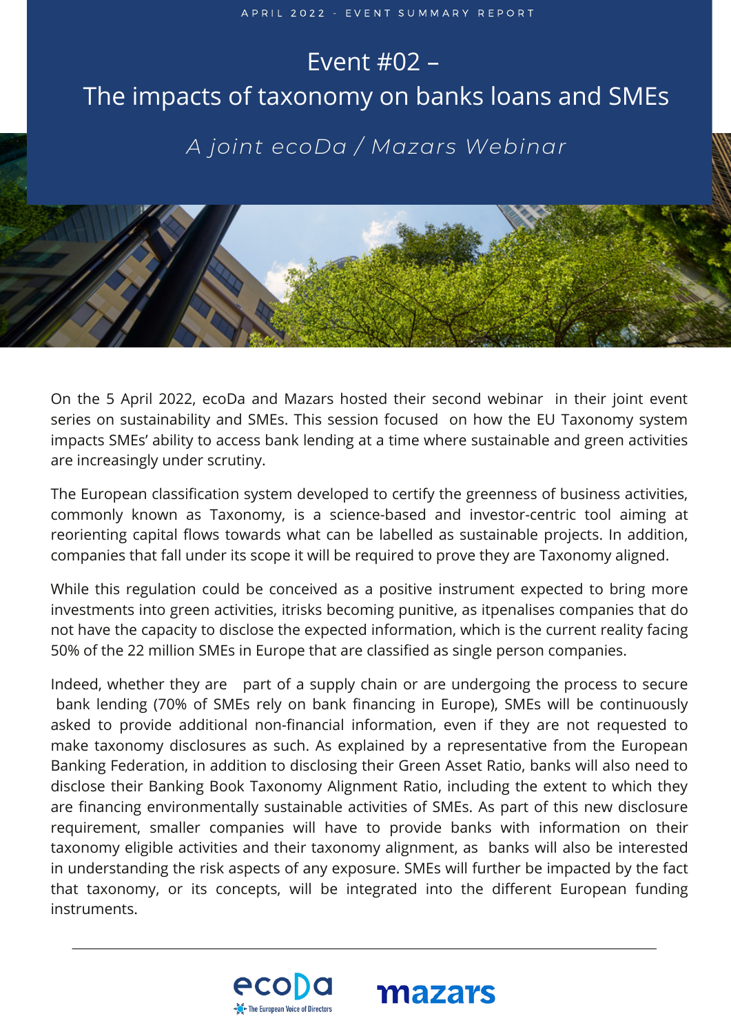APRIL 2022 - EVENT SUMMARY REPORT

# Event #02 – The impacts of taxonomy on banks loans and SMEs

*A joint ecoDa / Mazars Webinar*

On the 5 April 2022, ecoDa and Mazars hosted their second webinar in their joint event series on sustainability and SMEs. This session focused on how the EU Taxonomy system impacts SMEs' ability to access bank lending at a time where sustainable and green activities are increasingly under scrutiny.

The European classification system developed to certify the greenness of business activities, commonly known as Taxonomy, is a science-based and investor-centric tool aiming at reorienting capital flows towards what can be labelled as sustainable projects. In addition, companies that fall under its scope it will be required to prove they are Taxonomy aligned.

While this regulation could be conceived as a positive instrument expected to bring more investments into green activities, itrisks becoming punitive, as itpenalises companies that do not have the capacity to disclose the expected information, which is the current reality facing 50% of the 22 million SMEs in Europe that are classified as single person companies.

Indeed, whether they are part of a supply chain or are undergoing the process to secure bank lending (70% of SMEs rely on bank financing in Europe), SMEs will be continuously asked to provide additional non-financial information, even if they are not requested to make taxonomy disclosures as such. As explained by a representative from the European Banking Federation, in addition to disclosing their Green Asset Ratio, banks will also need to disclose their Banking Book Taxonomy Alignment Ratio, including the extent to which they are financing environmentally sustainable activities of SMEs. As part of this new disclosure requirement, smaller companies will have to provide banks with information on their taxonomy eligible activities and their taxonomy alignment, as banks will also be interested in understanding the risk aspects of any exposure. SMEs will further be impacted by the fact that taxonomy, or its concepts, will be integrated into the different European funding instruments.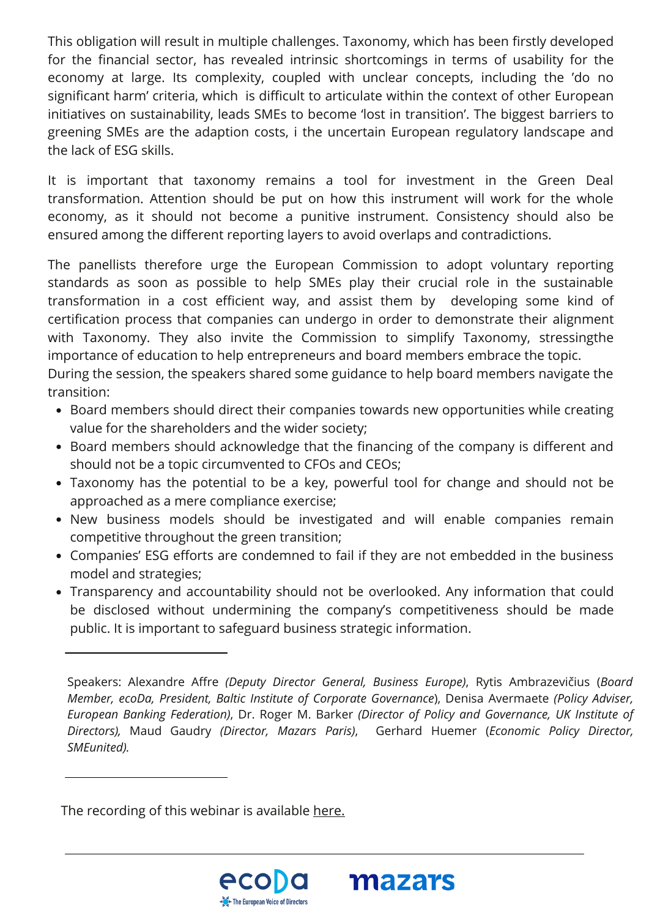This obligation will result in multiple challenges. Taxonomy, which has been firstly developed for the financial sector, has revealed intrinsic shortcomings in terms of usability for the economy at large. Its complexity, coupled with unclear concepts, including the 'do no significant harm' criteria, which is difficult to articulate within the context of other European initiatives on sustainability, leads SMEs to become 'lost in transition'. The biggest barriers to greening SMEs are the adaption costs, i the uncertain European regulatory landscape and the lack of ESG skills.

It is important that taxonomy remains a tool for investment in the Green Deal transformation. Attention should be put on how this instrument will work for the whole economy, as it should not become a punitive instrument. Consistency should also be ensured among the different reporting layers to avoid overlaps and contradictions.

The panellists therefore urge the European Commission to adopt voluntary reporting standards as soon as possible to help SMEs play their crucial role in the sustainable transformation in a cost efficient way, and assist them by developing some kind of certification process that companies can undergo in order to demonstrate their alignment with Taxonomy. They also invite the Commission to simplify Taxonomy, stressingthe importance of education to help entrepreneurs and board members embrace the topic.

During the session, the speakers shared some guidance to help board members navigate the transition:

- Board members should direct their companies towards new opportunities while creating value for the shareholders and the wider society;
- Board members should acknowledge that the financing of the company is different and should not be a topic circumvented to CFOs and CEOs;
- Taxonomy has the potential to be a key, powerful tool for change and should not be approached as a mere compliance exercise;
- New business models should be investigated and will enable companies remain competitive throughout the green transition;
- Companies' ESG efforts are condemned to fail if they are not embedded in the business model and strategies;
- Transparency and accountability should not be overlooked. Any information that could be disclosed without undermining the company's competitiveness should be made public. It is important to safeguard business strategic information.

---

Speakers: Alexandre Affre *(Deputy Director General, Business Europe)*, Rytis Ambrazevičius (*Board Member, ecoDa, President, Baltic Institute of Corporate Governance*), Denisa Avermaete *(Policy Adviser, European Banking Federation)*, Dr. Roger M. Barker *(Director of Policy and Governance, UK Institute of Directors),* Maud Gaudry *(Director, Mazars Paris)*, Gerhard Huemer (*Economic Policy Director, SMEunited).*

---

The recording of this webinar is available here.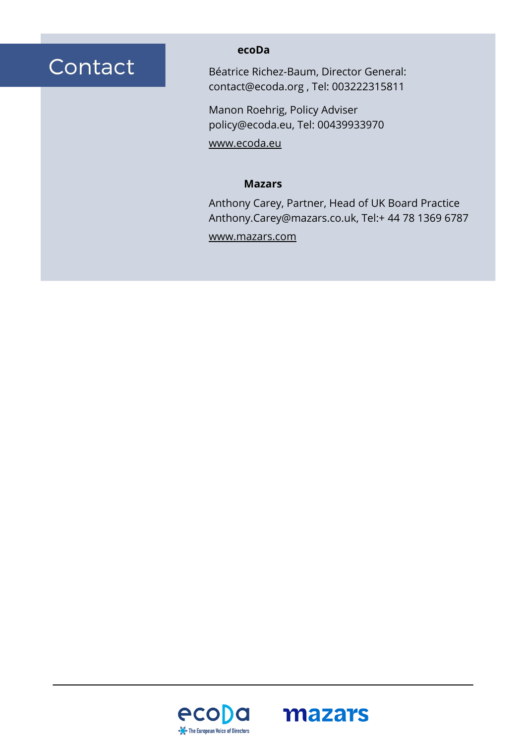# Contact

**ecoDa**

Béatrice Richez-Baum, Director General:
contact@ecoda.org , Tel: 003222315811

Manon Roehrig, Policy Adviser
policy@ecoda.eu, Tel: 00439933970

www.ecoda.eu

**Mazars**

Anthony Carey, Partner, Head of UK Board Practice
Anthony.Carey@mazars.co.uk, Tel:+ 44 78 1369 6787

www.mazars.com